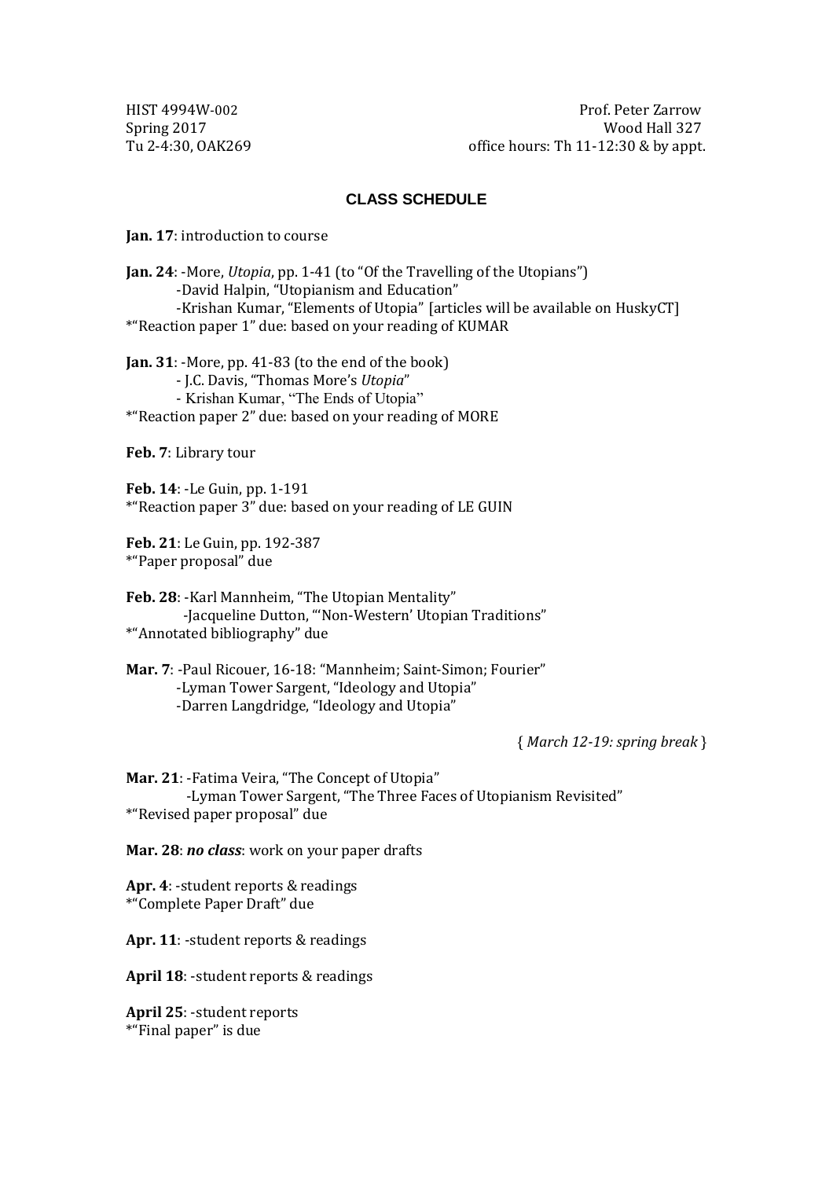HIST 4994W-002
Spring 2017
Tu 2-4:30, OAK269

Prof. Peter Zarrow
Wood Hall 327
office hours: Th 11-12:30 & by appt.

## CLASS SCHEDULE

**Jan. 17**: introduction to course

**Jan. 24**: -More, *Utopia*, pp. 1-41 (to "Of the Travelling of the Utopians")
-David Halpin, "Utopianism and Education"
-Krishan Kumar, "Elements of Utopia" [articles will be available on HuskyCT]
*"Reaction paper 1" due: based on your reading of KUMAR

**Jan. 31**: -More, pp. 41-83 (to the end of the book)
- J.C. Davis, "Thomas More's *Utopia*"
- Krishan Kumar, "The Ends of Utopia"
*"Reaction paper 2" due: based on your reading of MORE

**Feb. 7**: Library tour

**Feb. 14**: -Le Guin, pp. 1-191
*"Reaction paper 3" due: based on your reading of LE GUIN

**Feb. 21**: Le Guin, pp. 192-387
*"Paper proposal" due

**Feb. 28**: -Karl Mannheim, "The Utopian Mentality"
-Jacqueline Dutton, "'Non-Western' Utopian Traditions"
*"Annotated bibliography" due

**Mar. 7**: -Paul Ricouer, 16-18: "Mannheim; Saint-Simon; Fourier"
-Lyman Tower Sargent, "Ideology and Utopia"
-Darren Langdridge, "Ideology and Utopia"

{ *March 12-19: spring break* }

**Mar. 21**: -Fatima Veira, "The Concept of Utopia"
-Lyman Tower Sargent, "The Three Faces of Utopianism Revisited"
*"Revised paper proposal" due

**Mar. 28**: ***no class***: work on your paper drafts

**Apr. 4**: -student reports & readings
*"Complete Paper Draft" due

**Apr. 11**: -student reports & readings

**April 18**: -student reports & readings

**April 25**: -student reports
*"Final paper" is due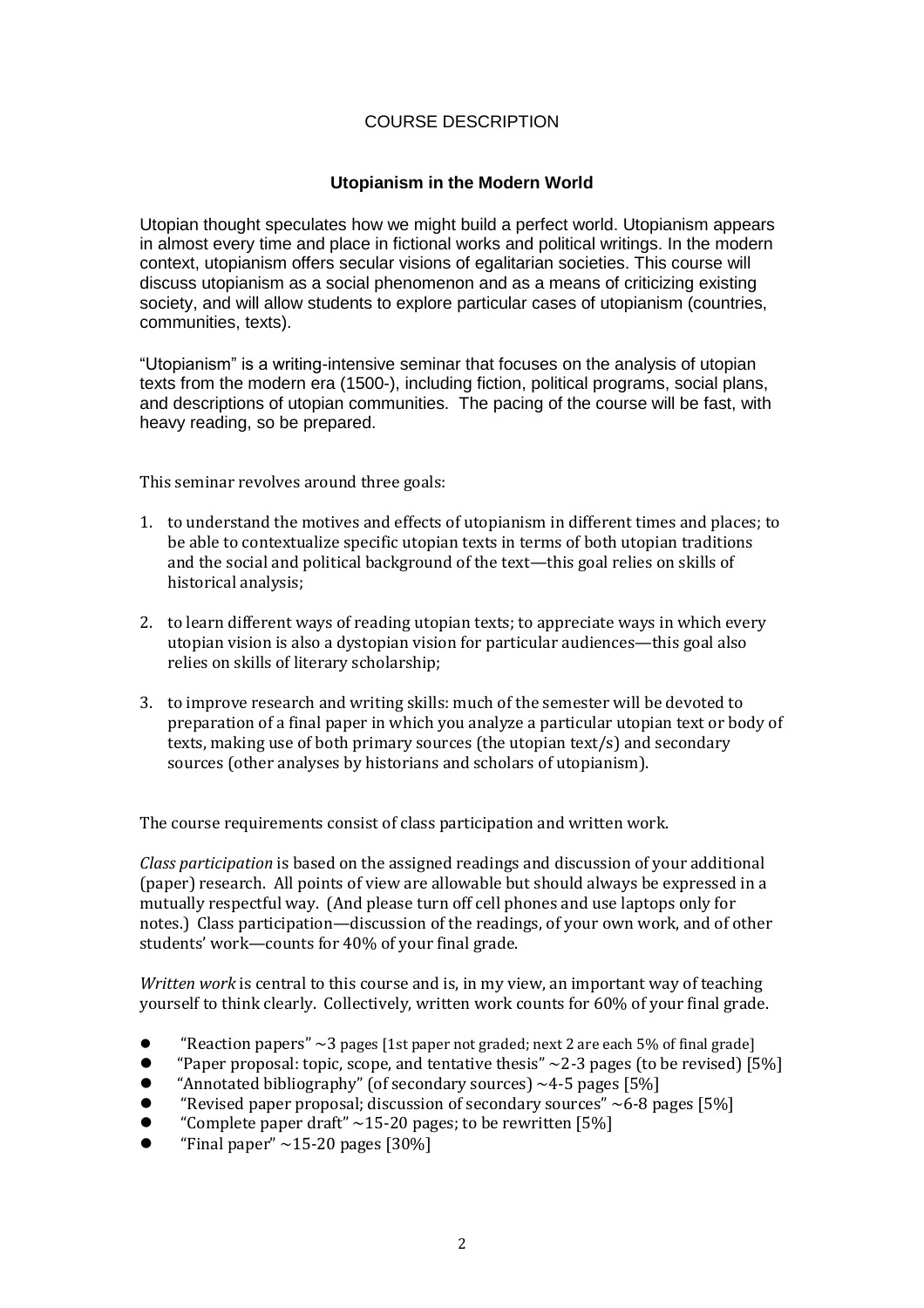# COURSE DESCRIPTION

## Utopianism in the Modern World

Utopian thought speculates how we might build a perfect world. Utopianism appears in almost every time and place in fictional works and political writings. In the modern context, utopianism offers secular visions of egalitarian societies. This course will discuss utopianism as a social phenomenon and as a means of criticizing existing society, and will allow students to explore particular cases of utopianism (countries, communities, texts).

"Utopianism" is a writing-intensive seminar that focuses on the analysis of utopian texts from the modern era (1500-), including fiction, political programs, social plans, and descriptions of utopian communities. The pacing of the course will be fast, with heavy reading, so be prepared.

This seminar revolves around three goals:

1. to understand the motives and effects of utopianism in different times and places; to be able to contextualize specific utopian texts in terms of both utopian traditions and the social and political background of the text—this goal relies on skills of historical analysis;

2. to learn different ways of reading utopian texts; to appreciate ways in which every utopian vision is also a dystopian vision for particular audiences—this goal also relies on skills of literary scholarship;

3. to improve research and writing skills: much of the semester will be devoted to preparation of a final paper in which you analyze a particular utopian text or body of texts, making use of both primary sources (the utopian text/s) and secondary sources (other analyses by historians and scholars of utopianism).

The course requirements consist of class participation and written work.

*Class participation* is based on the assigned readings and discussion of your additional (paper) research. All points of view are allowable but should always be expressed in a mutually respectful way. (And please turn off cell phones and use laptops only for notes.) Class participation—discussion of the readings, of your own work, and of other students' work—counts for 40% of your final grade.

*Written work* is central to this course and is, in my view, an important way of teaching yourself to think clearly. Collectively, written work counts for 60% of your final grade.

- "Reaction papers" ~3 pages [1st paper not graded; next 2 are each 5% of final grade]
- "Paper proposal: topic, scope, and tentative thesis" ~2-3 pages (to be revised) [5%]
- "Annotated bibliography" (of secondary sources) ~4-5 pages [5%]
- "Revised paper proposal; discussion of secondary sources" ~6-8 pages [5%]
- "Complete paper draft" ~15-20 pages; to be rewritten [5%]
- "Final paper" ~15-20 pages [30%]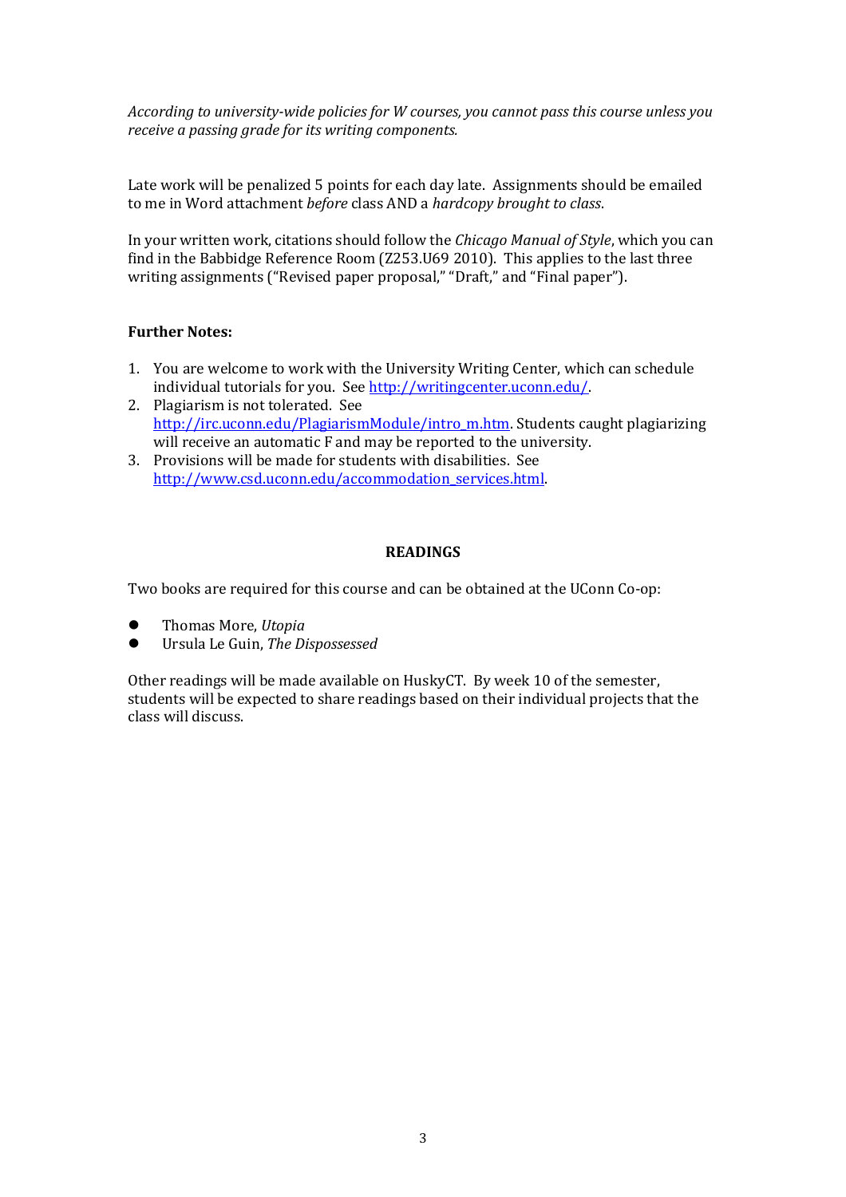*According to university-wide policies for W courses, you cannot pass this course unless you receive a passing grade for its writing components.*

Late work will be penalized 5 points for each day late. Assignments should be emailed to me in Word attachment *before* class AND a *hardcopy brought to class*.

In your written work, citations should follow the *Chicago Manual of Style*, which you can find in the Babbidge Reference Room (Z253.U69 2010). This applies to the last three writing assignments ("Revised paper proposal," "Draft," and "Final paper").

**Further Notes:**

1. You are welcome to work with the University Writing Center, which can schedule individual tutorials for you. See http://writingcenter.uconn.edu/.
2. Plagiarism is not tolerated. See http://irc.uconn.edu/PlagiarismModule/intro_m.htm. Students caught plagiarizing will receive an automatic F and may be reported to the university.
3. Provisions will be made for students with disabilities. See http://www.csd.uconn.edu/accommodation_services.html.

## READINGS

Two books are required for this course and can be obtained at the UConn Co-op:

- Thomas More, *Utopia*
- Ursula Le Guin, *The Dispossessed*

Other readings will be made available on HuskyCT. By week 10 of the semester, students will be expected to share readings based on their individual projects that the class will discuss.